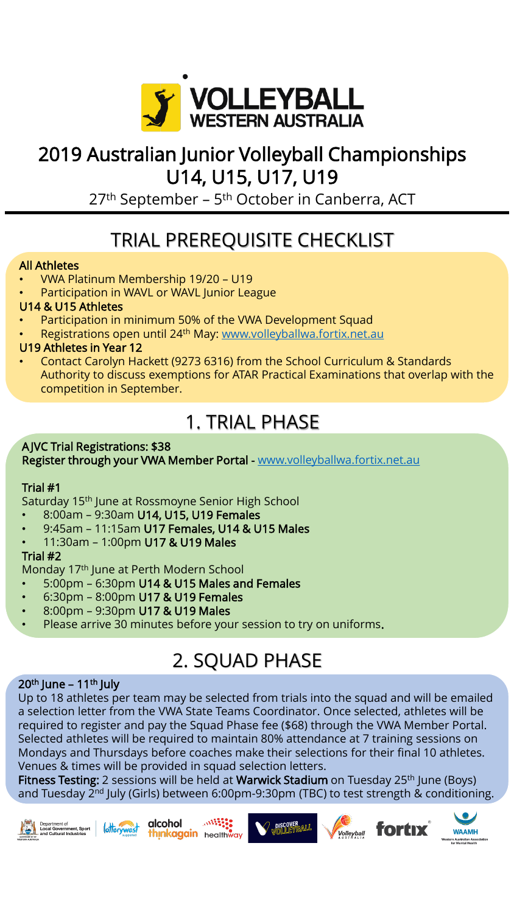VOLLEYBALL WESTERN AUSTRALIA

# 2019 Australian Junior Volleyball Championships U14, U15, U17, U19

27th September – 5th October in Canberra, ACT

## TRIAL PREREQUISITE CHECKLIST

**All Athletes**

- VWA Platinum Membership 19/20 – U19
- Participation in WAVL or WAVL Junior League

**U14 & U15 Athletes**

- Participation in minimum 50% of the VWA Development Squad
- Registrations open until 24th May: www.volleyballwa.fortix.net.au

**U19 Athletes in Year 12**

- Contact Carolyn Hackett (9273 6316) from the School Curriculum & Standards Authority to discuss exemptions for ATAR Practical Examinations that overlap with the competition in September.

## 1. TRIAL PHASE

**AJVC Trial Registrations: $38**
**Register through your VWA Member Portal -** www.volleyballwa.fortix.net.au

**Trial #1**

Saturday 15th June at Rossmoyne Senior High School

- 8:00am – 9:30am **U14, U15, U19 Females**
- 9:45am – 11:15am **U17 Females, U14 & U15 Males**
- 11:30am – 1:00pm **U17 & U19 Males**

**Trial #2**

Monday 17th June at Perth Modern School

- 5:00pm – 6:30pm **U14 & U15 Males and Females**
- 6:30pm – 8:00pm **U17 & U19 Females**
- 8:00pm – 9:30pm **U17 & U19 Males**
- Please arrive 30 minutes before your session to try on uniforms.

## 2. SQUAD PHASE

**20th June – 11th July**

Up to 18 athletes per team may be selected from trials into the squad and will be emailed a selection letter from the VWA State Teams Coordinator. Once selected, athletes will be required to register and pay the Squad Phase fee ($68) through the VWA Member Portal. Selected athletes will be required to maintain 80% attendance at 7 training sessions on Mondays and Thursdays before coaches make their selections for their final 10 athletes. Venues & times will be provided in squad selection letters.

**Fitness Testing:** 2 sessions will be held at **Warwick Stadium** on Tuesday 25th June (Boys) and Tuesday 2nd July (Girls) between 6:00pm-9:30pm (TBC) to test strength & conditioning.

Department of Local Government, Sport and Cultural Industries | lotterywest supported | alcohol thinkagain | healthway | Discover Volleyball | Volleyball Australia | fortix | WAAMH Western Australian Association for Mental Health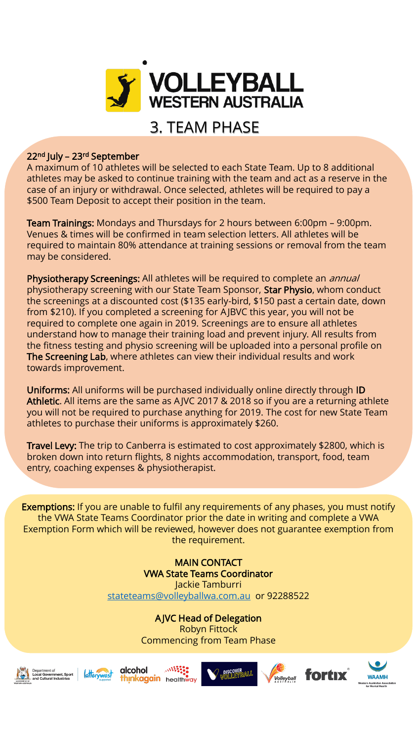VOLLEYBALL WESTERN AUSTRALIA

# 3. TEAM PHASE

**22nd July – 23rd September**
A maximum of 10 athletes will be selected to each State Team. Up to 8 additional athletes may be asked to continue training with the team and act as a reserve in the case of an injury or withdrawal. Once selected, athletes will be required to pay a $500 Team Deposit to accept their position in the team.

**Team Trainings:** Mondays and Thursdays for 2 hours between 6:00pm – 9:00pm. Venues & times will be confirmed in team selection letters. All athletes will be required to maintain 80% attendance at training sessions or removal from the team may be considered.

**Physiotherapy Screenings:** All athletes will be required to complete an *annual* physiotherapy screening with our State Team Sponsor, **Star Physio**, whom conduct the screenings at a discounted cost ($135 early-bird, $150 past a certain date, down from $210). If you completed a screening for AJBVC this year, you will not be required to complete one again in 2019. Screenings are to ensure all athletes understand how to manage their training load and prevent injury. All results from the fitness testing and physio screening will be uploaded into a personal profile on **The Screening Lab**, where athletes can view their individual results and work towards improvement.

**Uniforms:** All uniforms will be purchased individually online directly through **ID Athletic**. All items are the same as AJVC 2017 & 2018 so if you are a returning athlete you will not be required to purchase anything for 2019. The cost for new State Team athletes to purchase their uniforms is approximately $260.

**Travel Levy:** The trip to Canberra is estimated to cost approximately $2800, which is broken down into return flights, 8 nights accommodation, transport, food, team entry, coaching expenses & physiotherapist.

**Exemptions:** If you are unable to fulfil any requirements of any phases, you must notify the VWA State Teams Coordinator prior the date in writing and complete a VWA Exemption Form which will be reviewed, however does not guarantee exemption from the requirement.

**MAIN CONTACT**
**VWA State Teams Coordinator**
Jackie Tamburri
stateteams@volleyballwa.com.au or 92288522

**AJVC Head of Delegation**
Robyn Fittock
Commencing from Team Phase